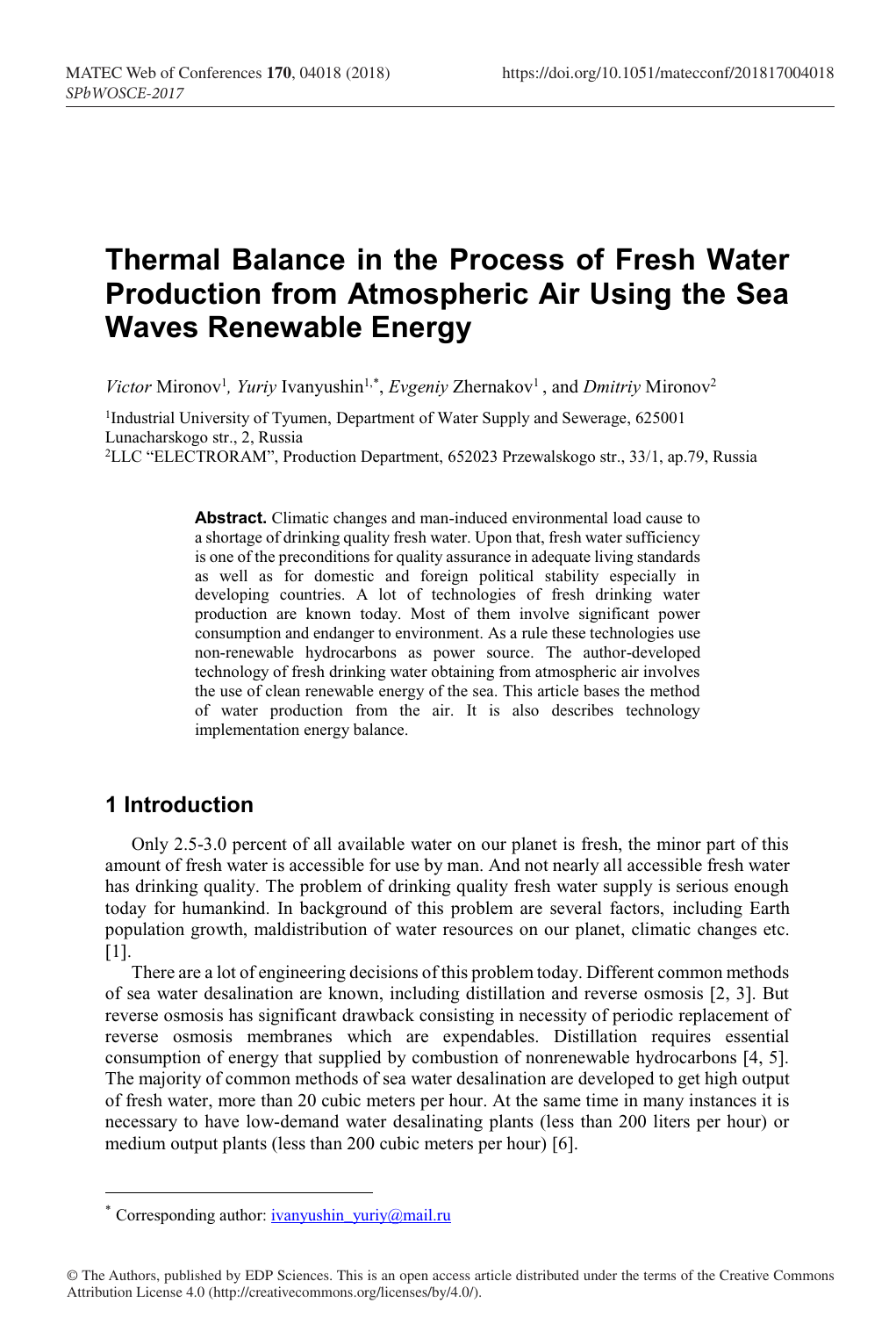# Thermal Balance in the Process of Fresh Water Production from Atmospheric Air Using the Sea Waves Renewable Energy

*Victor* Mironov[1], *Yuriy* Ivanyushin[1,*], *Evgeniy* Zhernakov[1] , and *Dmitriy* Mironov[2]

[1]Industrial University of Tyumen, Department of Water Supply and Sewerage, 625001 Lunacharskogo str., 2, Russia

[2]LLC "ELECTRORAM", Production Department, 652023 Przewalskogo str., 33/1, ap.79, Russia

**Abstract.** Climatic changes and man-induced environmental load cause to a shortage of drinking quality fresh water. Upon that, fresh water sufficiency is one of the preconditions for quality assurance in adequate living standards as well as for domestic and foreign political stability especially in developing countries. A lot of technologies of fresh drinking water production are known today. Most of them involve significant power consumption and endanger to environment. As a rule these technologies use non-renewable hydrocarbons as power source. The author-developed technology of fresh drinking water obtaining from atmospheric air involves the use of clean renewable energy of the sea. This article bases the method of water production from the air. It is also describes technology implementation energy balance.

## 1 Introduction

Only 2.5-3.0 percent of all available water on our planet is fresh, the minor part of this amount of fresh water is accessible for use by man. And not nearly all accessible fresh water has drinking quality. The problem of drinking quality fresh water supply is serious enough today for humankind. In background of this problem are several factors, including Earth population growth, maldistribution of water resources on our planet, climatic changes etc. [1].

There are a lot of engineering decisions of this problem today. Different common methods of sea water desalination are known, including distillation and reverse osmosis [2, 3]. But reverse osmosis has significant drawback consisting in necessity of periodic replacement of reverse osmosis membranes which are expendables. Distillation requires essential consumption of energy that supplied by combustion of nonrenewable hydrocarbons [4, 5]. The majority of common methods of sea water desalination are developed to get high output of fresh water, more than 20 cubic meters per hour. At the same time in many instances it is necessary to have low-demand water desalinating plants (less than 200 liters per hour) or medium output plants (less than 200 cubic meters per hour) [6].

---

\* Corresponding author: ivanyushin_yuriy@mail.ru

© The Authors, published by EDP Sciences. This is an open access article distributed under the terms of the Creative Commons Attribution License 4.0 (http://creativecommons.org/licenses/by/4.0/).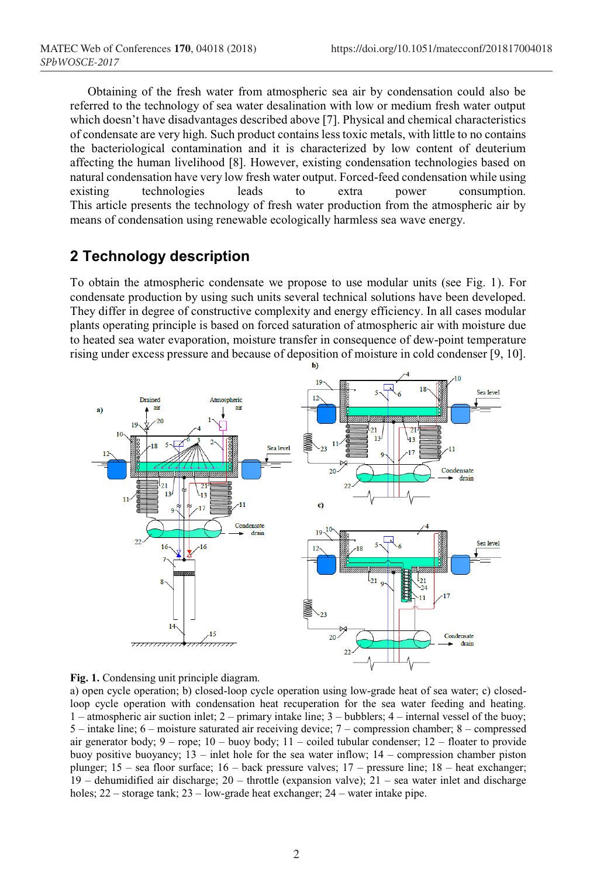Obtaining of the fresh water from atmospheric sea air by condensation could also be referred to the technology of sea water desalination with low or medium fresh water output which doesn't have disadvantages described above [7]. Physical and chemical characteristics of condensate are very high. Such product contains less toxic metals, with little to no contains the bacteriological contamination and it is characterized by low content of deuterium affecting the human livelihood [8]. However, existing condensation technologies based on natural condensation have very low fresh water output. Forced-feed condensation while using existing technologies leads to extra power consumption. This article presents the technology of fresh water production from the atmospheric air by means of condensation using renewable ecologically harmless sea wave energy.

## 2 Technology description

To obtain the atmospheric condensate we propose to use modular units (see Fig. 1). For condensate production by using such units several technical solutions have been developed. They differ in degree of constructive complexity and energy efficiency. In all cases modular plants operating principle is based on forced saturation of atmospheric air with moisture due to heated sea water evaporation, moisture transfer in consequence of dew-point temperature rising under excess pressure and because of deposition of moisture in cold condenser [9, 10].

**Fig. 1.** Condensing unit principle diagram.

a) open cycle operation; b) closed-loop cycle operation using low-grade heat of sea water; c) closed-loop cycle operation with condensation heat recuperation for the sea water feeding and heating. 1 – atmospheric air suction inlet; 2 – primary intake line; 3 – bubblers; 4 – internal vessel of the buoy; 5 – intake line; 6 – moisture saturated air receiving device; 7 – compression chamber; 8 – compressed air generator body; 9 – rope; 10 – buoy body; 11 – coiled tubular condenser; 12 – floater to provide buoy positive buoyancy; 13 – inlet hole for the sea water inflow; 14 – compression chamber piston plunger; 15 – sea floor surface; 16 – back pressure valves; 17 – pressure line; 18 – heat exchanger; 19 – dehumidified air discharge; 20 – throttle (expansion valve); 21 – sea water inlet and discharge holes; 22 – storage tank; 23 – low-grade heat exchanger; 24 – water intake pipe.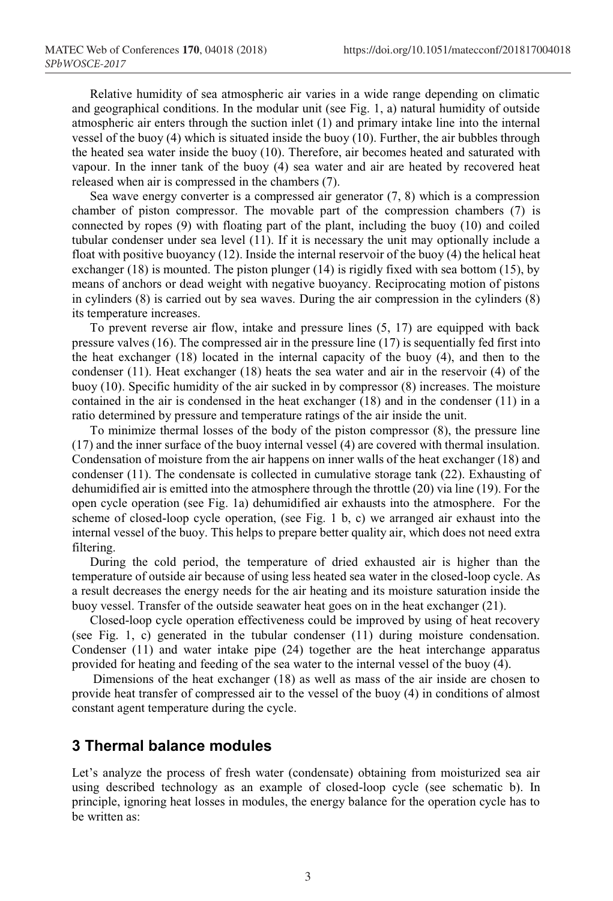Relative humidity of sea atmospheric air varies in a wide range depending on climatic and geographical conditions. In the modular unit (see Fig. 1, a) natural humidity of outside atmospheric air enters through the suction inlet (1) and primary intake line into the internal vessel of the buoy (4) which is situated inside the buoy (10). Further, the air bubbles through the heated sea water inside the buoy (10). Therefore, air becomes heated and saturated with vapour. In the inner tank of the buoy (4) sea water and air are heated by recovered heat released when air is compressed in the chambers (7).

Sea wave energy converter is a compressed air generator (7, 8) which is a compression chamber of piston compressor. The movable part of the compression chambers (7) is connected by ropes (9) with floating part of the plant, including the buoy (10) and coiled tubular condenser under sea level (11). If it is necessary the unit may optionally include a float with positive buoyancy (12). Inside the internal reservoir of the buoy (4) the helical heat exchanger (18) is mounted. The piston plunger (14) is rigidly fixed with sea bottom (15), by means of anchors or dead weight with negative buoyancy. Reciprocating motion of pistons in cylinders (8) is carried out by sea waves. During the air compression in the cylinders (8) its temperature increases.

To prevent reverse air flow, intake and pressure lines (5, 17) are equipped with back pressure valves (16). The compressed air in the pressure line (17) is sequentially fed first into the heat exchanger (18) located in the internal capacity of the buoy (4), and then to the condenser (11). Heat exchanger (18) heats the sea water and air in the reservoir (4) of the buoy (10). Specific humidity of the air sucked in by compressor (8) increases. The moisture contained in the air is condensed in the heat exchanger (18) and in the condenser (11) in a ratio determined by pressure and temperature ratings of the air inside the unit.

To minimize thermal losses of the body of the piston compressor (8), the pressure line (17) and the inner surface of the buoy internal vessel (4) are covered with thermal insulation. Condensation of moisture from the air happens on inner walls of the heat exchanger (18) and condenser (11). The condensate is collected in cumulative storage tank (22). Exhausting of dehumidified air is emitted into the atmosphere through the throttle (20) via line (19). For the open cycle operation (see Fig. 1a) dehumidified air exhausts into the atmosphere. For the scheme of closed-loop cycle operation, (see Fig. 1 b, c) we arranged air exhaust into the internal vessel of the buoy. This helps to prepare better quality air, which does not need extra filtering.

During the cold period, the temperature of dried exhausted air is higher than the temperature of outside air because of using less heated sea water in the closed-loop cycle. As a result decreases the energy needs for the air heating and its moisture saturation inside the buoy vessel. Transfer of the outside seawater heat goes on in the heat exchanger (21).

Closed-loop cycle operation effectiveness could be improved by using of heat recovery (see Fig. 1, c) generated in the tubular condenser (11) during moisture condensation. Condenser (11) and water intake pipe (24) together are the heat interchange apparatus provided for heating and feeding of the sea water to the internal vessel of the buoy (4).

Dimensions of the heat exchanger (18) as well as mass of the air inside are chosen to provide heat transfer of compressed air to the vessel of the buoy (4) in conditions of almost constant agent temperature during the cycle.

## 3 Thermal balance modules

Let's analyze the process of fresh water (condensate) obtaining from moisturized sea air using described technology as an example of closed-loop cycle (see schematic b). In principle, ignoring heat losses in modules, the energy balance for the operation cycle has to be written as: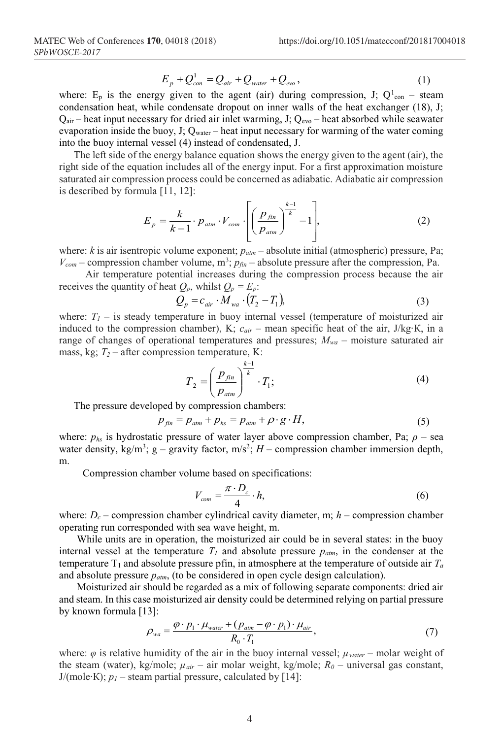$$E_p + Q^1_{con} = Q_{air} + Q_{water} + Q_{evo}, \tag{1}$$

where: $E_p$ is the energy given to the agent (air) during compression, J; $Q^1_{con}$ – steam condensation heat, while condensate dropout on inner walls of the heat exchanger (18), J; $Q_{air}$ – heat input necessary for dried air inlet warming, J; $Q_{evo}$ – heat absorbed while seawater evaporation inside the buoy, J; $Q_{water}$ – heat input necessary for warming of the water coming into the buoy internal vessel (4) instead of condensated, J.

The left side of the energy balance equation shows the energy given to the agent (air), the right side of the equation includes all of the energy input. For a first approximation moisture saturated air compression process could be concerned as adiabatic. Adiabatic air compression is described by formula [11, 12]:

$$E_p = \frac{k}{k-1} \cdot p_{atm} \cdot V_{com} \cdot \left[ \left( \frac{p_{fin}}{p_{atm}} \right)^{\frac{k-1}{k}} - 1 \right], \tag{2}$$

where: $k$ is air isentropic volume exponent; $p_{atm}$ – absolute initial (atmospheric) pressure, Pa; $V_{com}$ – compression chamber volume, m$^3$; $p_{fin}$ – absolute pressure after the compression, Pa.

Air temperature potential increases during the compression process because the air receives the quantity of heat $Q_p$, whilst $Q_p = E_p$:

$$Q_p = c_{air} \cdot M_{wa} \cdot (T_2 - T_1), \tag{3}$$

where: $T_1$ – is steady temperature in buoy internal vessel (temperature of moisturized air induced to the compression chamber), K; $c_{air}$ – mean specific heat of the air, J/kg·K, in a range of changes of operational temperatures and pressures; $M_{wa}$ – moisture saturated air mass, kg; $T_2$ – after compression temperature, K:

$$T_2 = \left( \frac{p_{fin}}{p_{atm}} \right)^{\frac{k-1}{k}} \cdot T_1; \tag{4}$$

The pressure developed by compression chambers:

$$p_{fin} = p_{atm} + p_{hs} = p_{atm} + \rho \cdot g \cdot H, \tag{5}$$

where: $p_{hs}$ is hydrostatic pressure of water layer above compression chamber, Pa; $\rho$ – sea water density, kg/m$^3$; g – gravity factor, m/s$^2$; $H$ – compression chamber immersion depth, m.

Compression chamber volume based on specifications:

$$V_{com} = \frac{\pi \cdot D_c}{4} \cdot h, \tag{6}$$

where: $D_c$ – compression chamber cylindrical cavity diameter, m; $h$ – compression chamber operating run corresponded with sea wave height, m.

While units are in operation, the moisturized air could be in several states: in the buoy internal vessel at the temperature $T_1$ and absolute pressure $p_{atm}$, in the condenser at the temperature $T_1$ and absolute pressure pfin, in atmosphere at the temperature of outside air $T_a$ and absolute pressure $p_{atm}$, (to be considered in open cycle design calculation).

Moisturized air should be regarded as a mix of following separate components: dried air and steam. In this case moisturized air density could be determined relying on partial pressure by known formula [13]:

$$\rho_{wa} = \frac{\varphi \cdot p_1 \cdot \mu_{water} + (p_{atm} - \varphi \cdot p_1) \cdot \mu_{air}}{R_0 \cdot T_1}, \tag{7}$$

where: $\varphi$ is relative humidity of the air in the buoy internal vessel; $\mu_{water}$ – molar weight of the steam (water), kg/mole; $\mu_{air}$ – air molar weight, kg/mole; $R_0$ – universal gas constant, J/(mole·K); $p_1$ – steam partial pressure, calculated by [14]: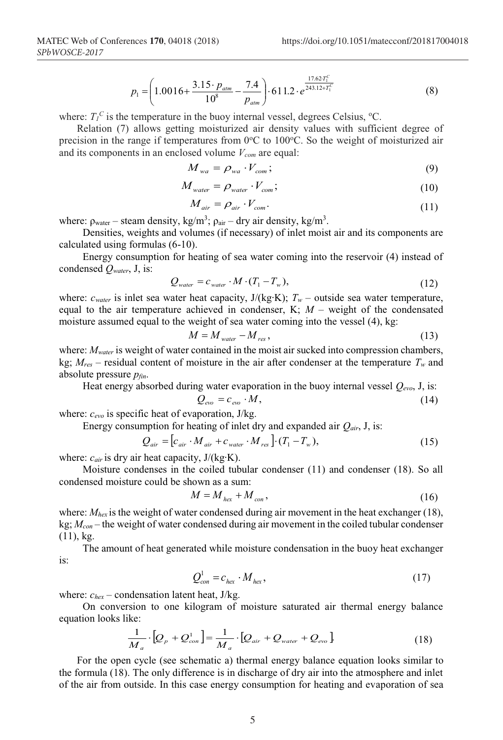$$p_1 = \left(1.0016 + \frac{3.15 \cdot p_{atm}}{10^8} - \frac{7.4}{p_{atm}}\right) \cdot 611.2 \cdot e^{\frac{17.62 \cdot T_1^C}{243.12 + T_1^C}} \tag{8}$$

where: $T_1^C$ is the temperature in the buoy internal vessel, degrees Celsius, $^oC$.

Relation (7) allows getting moisturized air density values with sufficient degree of precision in the range if temperatures from $0^oC$ to $100^oC$. So the weight of moisturized air and its components in an enclosed volume $V_{com}$ are equal:

$$M_{wa} = \rho_{wa} \cdot V_{com}; \tag{9}$$

$$M_{water} = \rho_{water} \cdot V_{com}; \tag{10}$$

$$M_{air} = \rho_{air} \cdot V_{com}. \tag{11}$$

where: $\rho_{water}$ – steam density, kg/m$^3$; $\rho_{air}$ – dry air density, kg/m$^3$.

Densities, weights and volumes (if necessary) of inlet moist air and its components are calculated using formulas (6-10).

Energy consumption for heating of sea water coming into the reservoir (4) instead of condensed $Q_{water}$, J, is:

$$Q_{water} = c_{water} \cdot M \cdot (T_1 - T_w), \tag{12}$$

where: $c_{water}$ is inlet sea water heat capacity, J/(kg·K); $T_w$ – outside sea water temperature, equal to the air temperature achieved in condenser, K; $M$ – weight of the condensated moisture assumed equal to the weight of sea water coming into the vessel (4), kg:

$$M = M_{water} - M_{res}, \tag{13}$$

where: $M_{water}$ is weight of water contained in the moist air sucked into compression chambers, kg; $M_{res}$ – residual content of moisture in the air after condenser at the temperature $T_w$ and absolute pressure $p_{fin}$.

Heat energy absorbed during water evaporation in the buoy internal vessel $Q_{evo}$, J, is:

$$Q_{evo} = c_{evo} \cdot M, \tag{14}$$

where: $c_{evo}$ is specific heat of evaporation, J/kg.

Energy consumption for heating of inlet dry and expanded air $Q_{air}$, J, is:

$$Q_{air} = \left[c_{air} \cdot M_{air} + c_{water} \cdot M_{res}\right] \cdot (T_1 - T_w), \tag{15}$$

where: $c_{air}$ is dry air heat capacity, J/(kg·K).

Moisture condenses in the coiled tubular condenser (11) and condenser (18). So all condensed moisture could be shown as a sum:

$$M = M_{hex} + M_{con}, \tag{16}$$

where: $M_{hex}$ is the weight of water condensed during air movement in the heat exchanger (18), kg; $M_{con}$ – the weight of water condensed during air movement in the coiled tubular condenser (11), kg.

The amount of heat generated while moisture condensation in the buoy heat exchanger is:

$$Q_{con}^1 = c_{hex} \cdot M_{hex}, \tag{17}$$

where: $c_{hex}$ – condensation latent heat, J/kg.

On conversion to one kilogram of moisture saturated air thermal energy balance equation looks like:

$$\frac{1}{M_a} \cdot \left[Q_p + Q_{con}^1\right] = \frac{1}{M_a} \cdot \left[Q_{air} + Q_{water} + Q_{evo}\right]. \tag{18}$$

For the open cycle (see schematic a) thermal energy balance equation looks similar to the formula (18). The only difference is in discharge of dry air into the atmosphere and inlet of the air from outside. In this case energy consumption for heating and evaporation of sea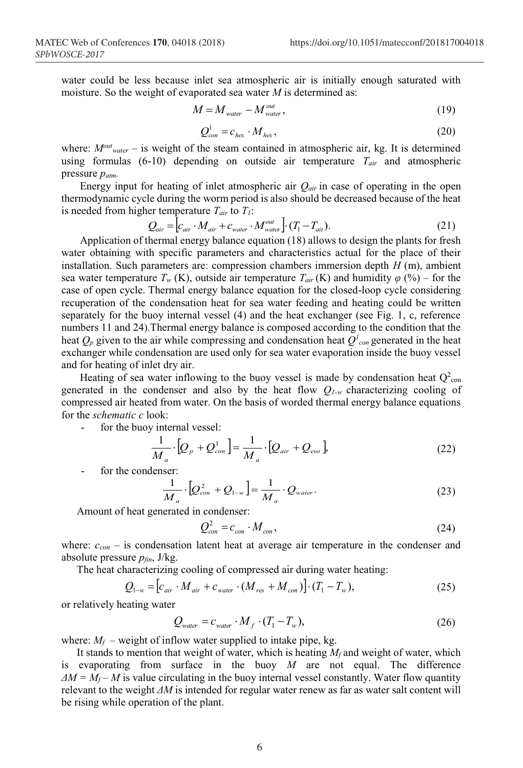water could be less because inlet sea atmospheric air is initially enough saturated with moisture. So the weight of evaporated sea water $M$ is determined as:

$$M = M_{water} - M_{water}^{out}, \tag{19}$$

$$Q_{con}^{1} = c_{hex} \cdot M_{hex}, \tag{20}$$

where: $M^{out}_{water}$ – is weight of the steam contained in atmospheric air, kg. It is determined using formulas (6-10) depending on outside air temperature $T_{air}$ and atmospheric pressure $p_{atm}$.

Energy input for heating of inlet atmospheric air $Q_{air}$ in case of operating in the open thermodynamic cycle during the worm period is also should be decreased because of the heat is needed from higher temperature $T_{air}$ to $T_1$:

$$Q_{air} = \left[c_{air} \cdot M_{air} + c_{water} \cdot M_{water}^{out}\right] \cdot (T_1 - T_{ait}). \tag{21}$$

Application of thermal energy balance equation (18) allows to design the plants for fresh water obtaining with specific parameters and characteristics actual for the place of their installation. Such parameters are: compression chambers immersion depth $H$ (m), ambient sea water temperature $T_w$ (K), outside air temperature $T_{air}$ (K) and humidity $\varphi$ (%) – for the case of open cycle. Thermal energy balance equation for the closed-loop cycle considering recuperation of the condensation heat for sea water feeding and heating could be written separately for the buoy internal vessel (4) and the heat exchanger (see Fig. 1, c, reference numbers 11 and 24).Thermal energy balance is composed according to the condition that the heat $Q_p$ given to the air while compressing and condensation heat $Q^1_{con}$ generated in the heat exchanger while condensation are used only for sea water evaporation inside the buoy vessel and for heating of inlet dry air.

Heating of sea water inflowing to the buoy vessel is made by condensation heat $Q^2_{con}$ generated in the condenser and also by the heat flow $Q_{1\text{-}w}$ characterizing cooling of compressed air heated from water. On the basis of worded thermal energy balance equations for the *schematic c* look:

- for the buoy internal vessel:

$$\frac{1}{M_a} \cdot \left[Q_p + Q_{con}^{1}\right] = \frac{1}{M_a} \cdot \left[Q_{air} + Q_{evo}\right], \tag{22}$$

- for the condenser:

$$\frac{1}{M_a} \cdot \left[Q_{con}^{2} + Q_{1-w}\right] = \frac{1}{M_a} \cdot Q_{water}. \tag{23}$$

Amount of heat generated in condenser:

$$Q_{con}^{2} = c_{con} \cdot M_{con}, \tag{24}$$

where: $c_{con}$ – is condensation latent heat at average air temperature in the condenser and absolute pressure $p_{fin}$, J/kg.

The heat characterizing cooling of compressed air during water heating:

$$Q_{1-w} = \left[c_{air} \cdot M_{air} + c_{water} \cdot (M_{res} + M_{con})\right] \cdot (T_1 - T_w), \tag{25}$$

or relatively heating water

$$Q_{water} = c_{water} \cdot M_f \cdot (T_1 - T_w), \tag{26}$$

where: $M_f$ – weight of inflow water supplied to intake pipe, kg.

It stands to mention that weight of water, which is heating $M_f$ and weight of water, which is evaporating from surface in the buoy $M$ are not equal. The difference $\Delta M = M_f - M$ is value circulating in the buoy internal vessel constantly. Water flow quantity relevant to the weight $\Delta M$ is intended for regular water renew as far as water salt content will be rising while operation of the plant.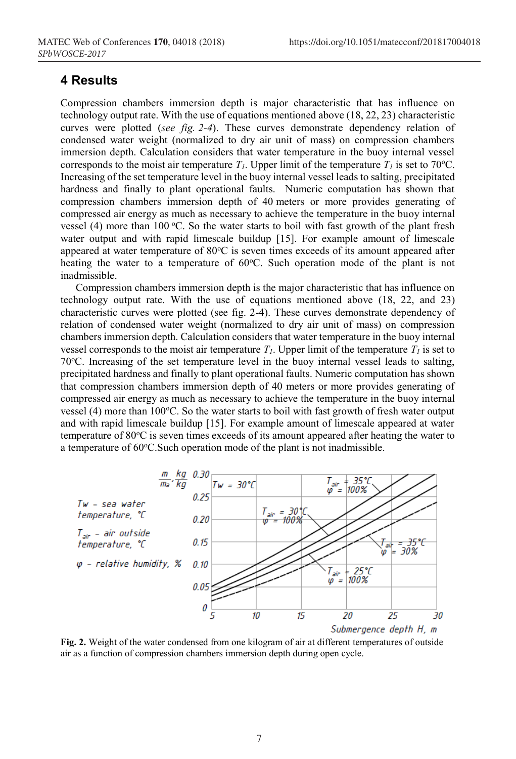## 4 Results

Compression chambers immersion depth is major characteristic that has influence on technology output rate. With the use of equations mentioned above (18, 22, 23) characteristic curves were plotted (*see fig. 2-4*). These curves demonstrate dependency relation of condensed water weight (normalized to dry air unit of mass) on compression chambers immersion depth. Calculation considers that water temperature in the buoy internal vessel corresponds to the moist air temperature $T_1$. Upper limit of the temperature $T_1$ is set to 70°C. Increasing of the set temperature level in the buoy internal vessel leads to salting, precipitated hardness and finally to plant operational faults. Numeric computation has shown that compression chambers immersion depth of 40 meters or more provides generating of compressed air energy as much as necessary to achieve the temperature in the buoy internal vessel (4) more than 100 °C. So the water starts to boil with fast growth of the plant fresh water output and with rapid limescale buildup [15]. For example amount of limescale appeared at water temperature of 80°C is seven times exceeds of its amount appeared after heating the water to a temperature of 60°C. Such operation mode of the plant is not inadmissible.

Compression chambers immersion depth is the major characteristic that has influence on technology output rate. With the use of equations mentioned above (18, 22, and 23) characteristic curves were plotted (see fig. 2-4). These curves demonstrate dependency of relation of condensed water weight (normalized to dry air unit of mass) on compression chambers immersion depth. Calculation considers that water temperature in the buoy internal vessel corresponds to the moist air temperature $T_1$. Upper limit of the temperature $T_1$ is set to 70°C. Increasing of the set temperature level in the buoy internal vessel leads to salting, precipitated hardness and finally to plant operational faults. Numeric computation has shown that compression chambers immersion depth of 40 meters or more provides generating of compressed air energy as much as necessary to achieve the temperature in the buoy internal vessel (4) more than 100°C. So the water starts to boil with fast growth of fresh water output and with rapid limescale buildup [15]. For example amount of limescale appeared at water temperature of 80°C is seven times exceeds of its amount appeared after heating the water to a temperature of 60°C.Such operation mode of the plant is not inadmissible.

**Fig. 2.** Weight of the water condensed from one kilogram of air at different temperatures of outside air as a function of compression chambers immersion depth during open cycle.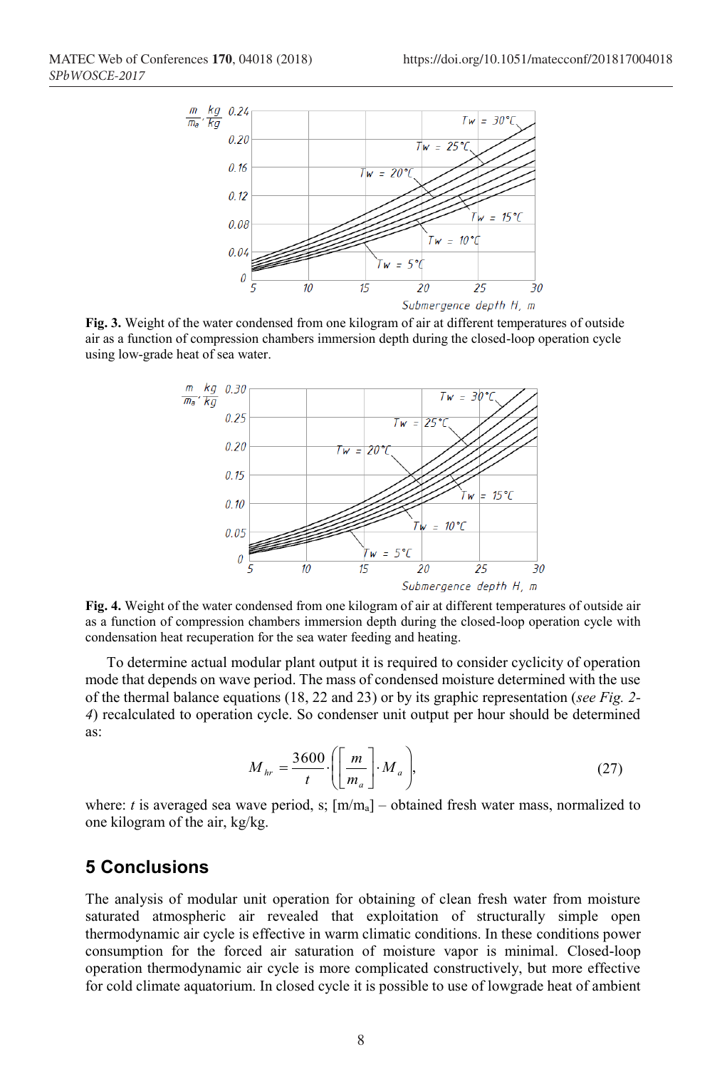**Fig. 3.** Weight of the water condensed from one kilogram of air at different temperatures of outside air as a function of compression chambers immersion depth during the closed-loop operation cycle using low-grade heat of sea water.

**Fig. 4.** Weight of the water condensed from one kilogram of air at different temperatures of outside air as a function of compression chambers immersion depth during the closed-loop operation cycle with condensation heat recuperation for the sea water feeding and heating.

To determine actual modular plant output it is required to consider cyclicity of operation mode that depends on wave period. The mass of condensed moisture determined with the use of the thermal balance equations (18, 22 and 23) or by its graphic representation (*see Fig. 2-4*) recalculated to operation cycle. So condenser unit output per hour should be determined as:

$$M_{hr} = \frac{3600}{t} \cdot \left( \left[ \frac{m}{m_a} \right] \cdot M_a \right), \tag{27}$$

where: $t$ is averaged sea wave period, s; $[m/m_a]$ – obtained fresh water mass, normalized to one kilogram of the air, kg/kg.

## 5 Conclusions

The analysis of modular unit operation for obtaining of clean fresh water from moisture saturated atmospheric air revealed that exploitation of structurally simple open thermodynamic air cycle is effective in warm climatic conditions. In these conditions power consumption for the forced air saturation of moisture vapor is minimal. Closed-loop operation thermodynamic air cycle is more complicated constructively, but more effective for cold climate aquatorium. In closed cycle it is possible to use of lowgrade heat of ambient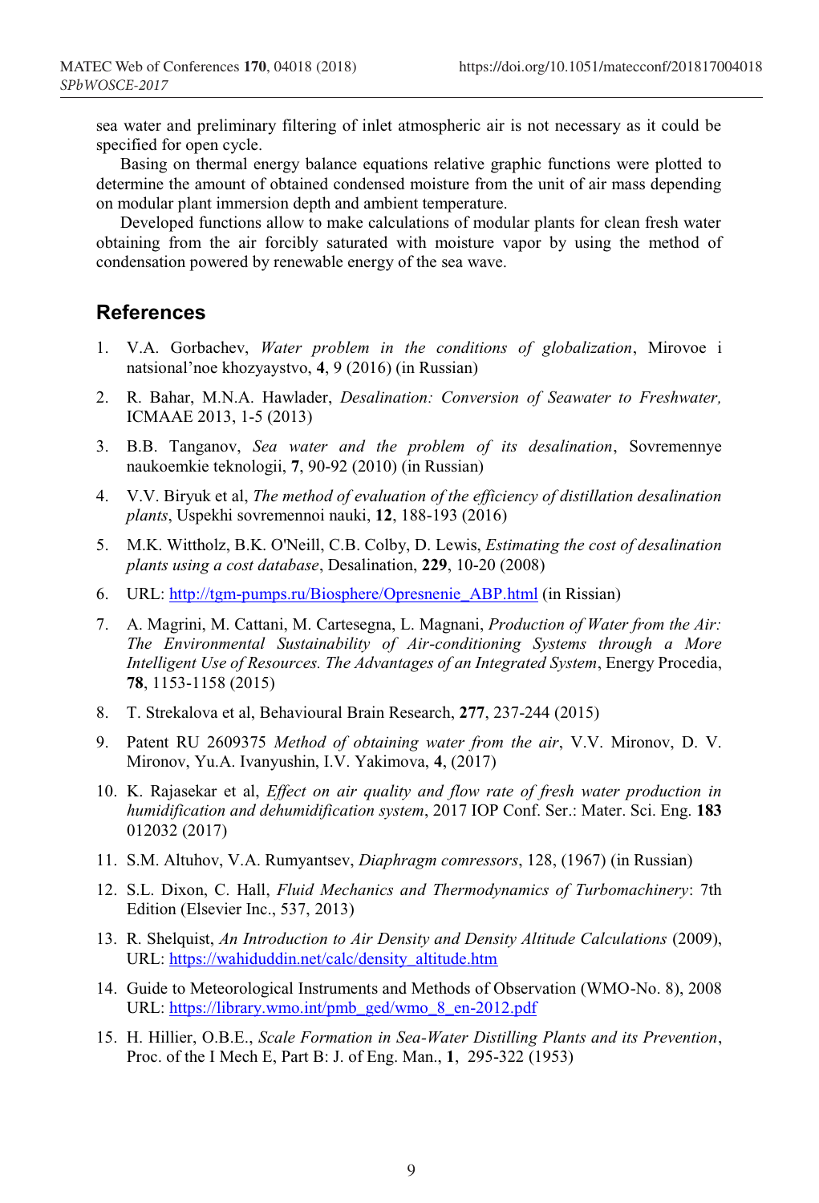sea water and preliminary filtering of inlet atmospheric air is not necessary as it could be specified for open cycle.

Basing on thermal energy balance equations relative graphic functions were plotted to determine the amount of obtained condensed moisture from the unit of air mass depending on modular plant immersion depth and ambient temperature.

Developed functions allow to make calculations of modular plants for clean fresh water obtaining from the air forcibly saturated with moisture vapor by using the method of condensation powered by renewable energy of the sea wave.

## References

1. V.A. Gorbachev, *Water problem in the conditions of globalization*, Mirovoe i natsional'noe khozyaystvo, **4**, 9 (2016) (in Russian)
2. R. Bahar, M.N.A. Hawlader, *Desalination: Conversion of Seawater to Freshwater,* ICMAAE 2013, 1-5 (2013)
3. B.B. Tanganov, *Sea water and the problem of its desalination*, Sovremennye naukoemkie teknologii, **7**, 90-92 (2010) (in Russian)
4. V.V. Biryuk et al, *The method of evaluation of the efficiency of distillation desalination plants*, Uspekhi sovremennoi nauki, **12**, 188-193 (2016)
5. M.K. Wittholz, B.K. O'Neill, C.B. Colby, D. Lewis, *Estimating the cost of desalination plants using a cost database*, Desalination, **229**, 10-20 (2008)
6. URL: http://tgm-pumps.ru/Biosphere/Opresnenie_ABP.html (in Rissian)
7. A. Magrini, M. Cattani, M. Cartesegna, L. Magnani, *Production of Water from the Air: The Environmental Sustainability of Air-conditioning Systems through a More Intelligent Use of Resources. The Advantages of an Integrated System*, Energy Procedia, **78**, 1153-1158 (2015)
8. T. Strekalova et al, Behavioural Brain Research, **277**, 237-244 (2015)
9. Patent RU 2609375 *Method of obtaining water from the air*, V.V. Mironov, D. V. Mironov, Yu.A. Ivanyushin, I.V. Yakimova, **4**, (2017)
10. K. Rajasekar et al, *Effect on air quality and flow rate of fresh water production in humidification and dehumidification system*, 2017 IOP Conf. Ser.: Mater. Sci. Eng. **183** 012032 (2017)
11. S.M. Altuhov, V.A. Rumyantsev, *Diaphragm comressors*, 128, (1967) (in Russian)
12. S.L. Dixon, C. Hall, *Fluid Mechanics and Thermodynamics of Turbomachinery*: 7th Edition (Elsevier Inc., 537, 2013)
13. R. Shelquist, *An Introduction to Air Density and Density Altitude Calculations* (2009), URL: https://wahiduddin.net/calc/density_altitude.htm
14. Guide to Meteorological Instruments and Methods of Observation (WMO-No. 8), 2008 URL: https://library.wmo.int/pmb_ged/wmo_8_en-2012.pdf
15. H. Hillier, O.B.E., *Scale Formation in Sea-Water Distilling Plants and its Prevention*, Proc. of the I Mech E, Part B: J. of Eng. Man., **1**, 295-322 (1953)